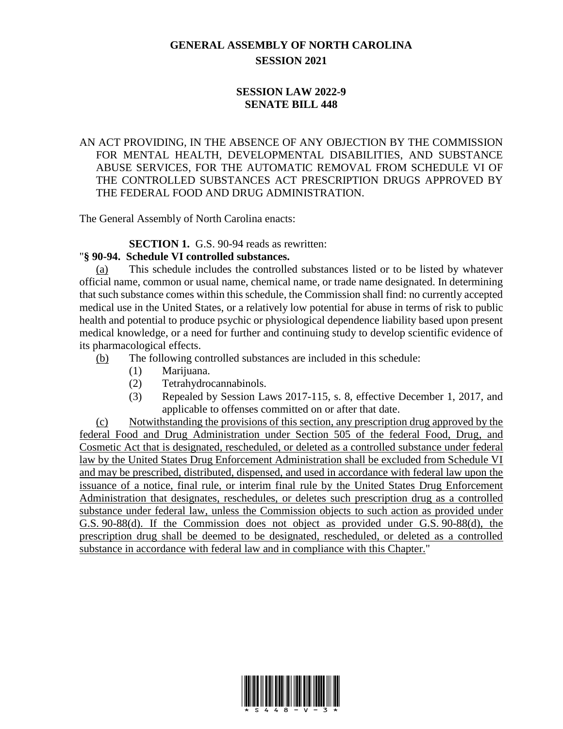# GENERAL ASSEMBLY OF NORTH CAROLINA
## SESSION 2021

## SESSION LAW 2022-9
## SENATE BILL 448

AN ACT PROVIDING, IN THE ABSENCE OF ANY OBJECTION BY THE COMMISSION FOR MENTAL HEALTH, DEVELOPMENTAL DISABILITIES, AND SUBSTANCE ABUSE SERVICES, FOR THE AUTOMATIC REMOVAL FROM SCHEDULE VI OF THE CONTROLLED SUBSTANCES ACT PRESCRIPTION DRUGS APPROVED BY THE FEDERAL FOOD AND DRUG ADMINISTRATION.

The General Assembly of North Carolina enacts:

**SECTION 1.** G.S. 90-94 reads as rewritten:

"**§ 90-94. Schedule VI controlled substances.**

<u>(a)</u> This schedule includes the controlled substances listed or to be listed by whatever official name, common or usual name, chemical name, or trade name designated. In determining that such substance comes within this schedule, the Commission shall find: no currently accepted medical use in the United States, or a relatively low potential for abuse in terms of risk to public health and potential to produce psychic or physiological dependence liability based upon present medical knowledge, or a need for further and continuing study to develop scientific evidence of its pharmacological effects.

<u>(b)</u> The following controlled substances are included in this schedule:

(1) Marijuana.

(2) Tetrahydrocannabinols.

(3) Repealed by Session Laws 2017-115, s. 8, effective December 1, 2017, and applicable to offenses committed on or after that date.

<u>(c) Notwithstanding the provisions of this section, any prescription drug approved by the federal Food and Drug Administration under Section 505 of the federal Food, Drug, and Cosmetic Act that is designated, rescheduled, or deleted as a controlled substance under federal law by the United States Drug Enforcement Administration shall be excluded from Schedule VI and may be prescribed, distributed, dispensed, and used in accordance with federal law upon the issuance of a notice, final rule, or interim final rule by the United States Drug Enforcement Administration that designates, reschedules, or deletes such prescription drug as a controlled substance under federal law, unless the Commission objects to such action as provided under G.S. 90-88(d). If the Commission does not object as provided under G.S. 90-88(d), the prescription drug shall be deemed to be designated, rescheduled, or deleted as a controlled substance in accordance with federal law and in compliance with this Chapter.</u>"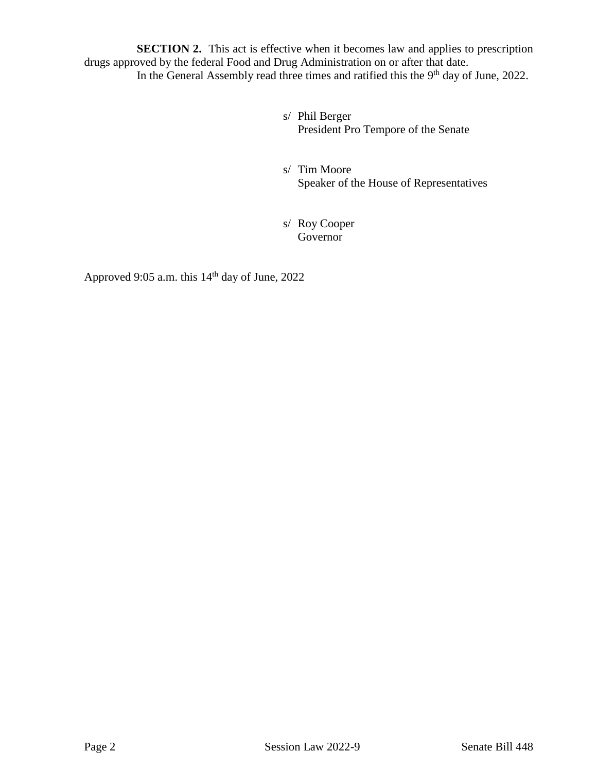**SECTION 2.** This act is effective when it becomes law and applies to prescription drugs approved by the federal Food and Drug Administration on or after that date.

In the General Assembly read three times and ratified this the 9th day of June, 2022.

s/ Phil Berger
President Pro Tempore of the Senate

s/ Tim Moore
Speaker of the House of Representatives

s/ Roy Cooper
Governor

Approved 9:05 a.m. this 14th day of June, 2022